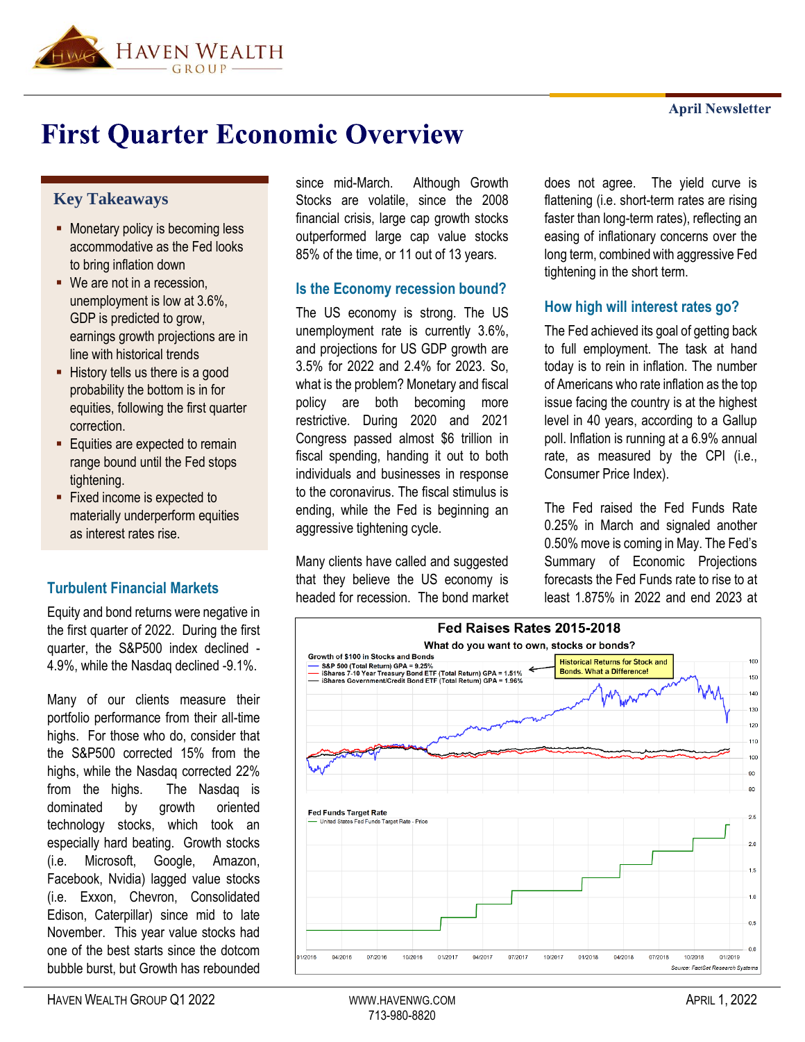April Newsletter

# First Quarter Economic Overview

## Key Takeaways

- Monetary policy is becoming less accommodative as the Fed looks to bring inflation down
- We are not in a recession, unemployment is low at 3.6%, GDP is predicted to grow, earnings growth projections are in line with historical trends
- History tells us there is a good probability the bottom is in for equities, following the first quarter correction.
- Equities are expected to remain range bound until the Fed stops tightening.
- Fixed income is expected to materially underperform equities as interest rates rise.

## Turbulent Financial Markets

Equity and bond returns were negative in the first quarter of 2022. During the first quarter, the S&P500 index declined -4.9%, while the Nasdaq declined -9.1%.

Many of our clients measure their portfolio performance from their all-time highs. For those who do, consider that the S&P500 corrected 15% from the highs, while the Nasdaq corrected 22% from the highs. The Nasdaq is dominated by growth oriented technology stocks, which took an especially hard beating. Growth stocks (i.e. Microsoft, Google, Amazon, Facebook, Nvidia) lagged value stocks (i.e. Exxon, Chevron, Consolidated Edison, Caterpillar) since mid to late November. This year value stocks had one of the best starts since the dotcom bubble burst, but Growth has rebounded since mid-March. Although Growth Stocks are volatile, since the 2008 financial crisis, large cap growth stocks outperformed large cap value stocks 85% of the time, or 11 out of 13 years.

## Is the Economy recession bound?

The US economy is strong. The US unemployment rate is currently 3.6%, and projections for US GDP growth are 3.5% for 2022 and 2.4% for 2023. So, what is the problem? Monetary and fiscal policy are both becoming more restrictive. During 2020 and 2021 Congress passed almost $6 trillion in fiscal spending, handing it out to both individuals and businesses in response to the coronavirus. The fiscal stimulus is ending, while the Fed is beginning an aggressive tightening cycle.

Many clients have called and suggested that they believe the US economy is headed for recession. The bond market does not agree. The yield curve is flattening (i.e. short-term rates are rising faster than long-term rates), reflecting an easing of inflationary concerns over the long term, combined with aggressive Fed tightening in the short term.

## How high will interest rates go?

The Fed achieved its goal of getting back to full employment. The task at hand today is to rein in inflation. The number of Americans who rate inflation as the top issue facing the country is at the highest level in 40 years, according to a Gallup poll. Inflation is running at a 6.9% annual rate, as measured by the CPI (i.e., Consumer Price Index).

The Fed raised the Fed Funds Rate 0.25% in March and signaled another 0.50% move is coming in May. The Fed's Summary of Economic Projections forecasts the Fed Funds rate to rise to at least 1.875% in 2022 and end 2023 at

**Fed Raises Rates 2015-2018**

What do you want to own, stocks or bonds?

Growth of $100 in Stocks and Bonds
- S&P 500 (Total Return) GPA = 9.25%
- iShares 7-10 Year Treasury Bond ETF (Total Return) GPA = 1.51%
- iShares Government/Credit Bond ETF (Total Return) GPA = 1.96%

Historical Returns for Stock and Bonds. What a Difference!

Fed Funds Target Rate
- United States Fed Funds Target Rate - Price

Source: FactSet Research Systems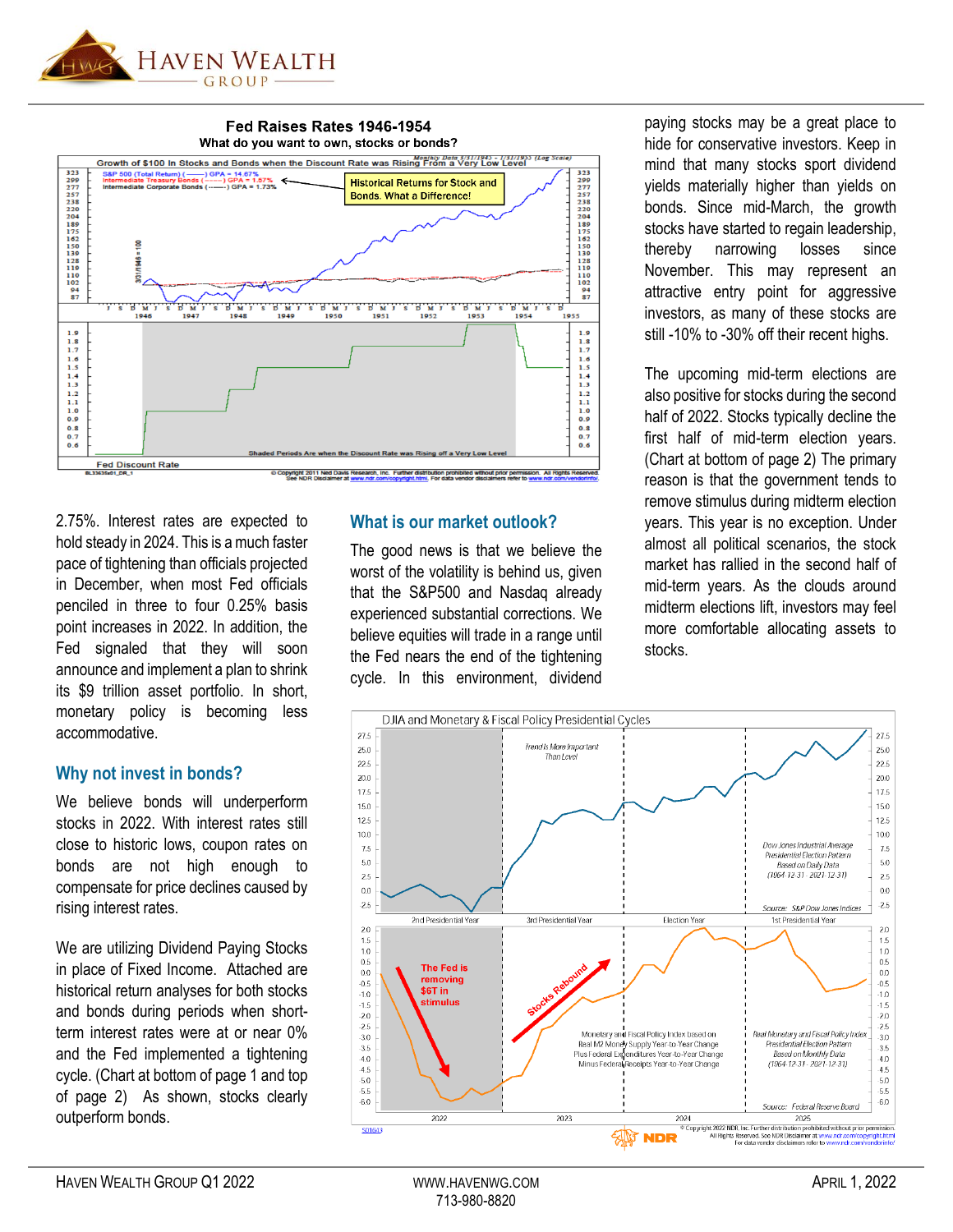**Fed Raises Rates 1946-1954**

**What do you want to own, stocks or bonds?**

2.75%. Interest rates are expected to hold steady in 2024. This is a much faster pace of tightening than officials projected in December, when most Fed officials penciled in three to four 0.25% basis point increases in 2022. In addition, the Fed signaled that they will soon announce and implement a plan to shrink its $9 trillion asset portfolio. In short, monetary policy is becoming less accommodative.

## Why not invest in bonds?

We believe bonds will underperform stocks in 2022. With interest rates still close to historic lows, coupon rates on bonds are not high enough to compensate for price declines caused by rising interest rates.

We are utilizing Dividend Paying Stocks in place of Fixed Income. Attached are historical return analyses for both stocks and bonds during periods when short-term interest rates were at or near 0% and the Fed implemented a tightening cycle. (Chart at bottom of page 1 and top of page 2) As shown, stocks clearly outperform bonds.

## What is our market outlook?

The good news is that we believe the worst of the volatility is behind us, given that the S&P500 and Nasdaq already experienced substantial corrections. We believe equities will trade in a range until the Fed nears the end of the tightening cycle. In this environment, dividend paying stocks may be a great place to hide for conservative investors. Keep in mind that many stocks sport dividend yields materially higher than yields on bonds. Since mid-March, the growth stocks have started to regain leadership, thereby narrowing losses since November. This may represent an attractive entry point for aggressive investors, as many of these stocks are still -10% to -30% off their recent highs.

The upcoming mid-term elections are also positive for stocks during the second half of 2022. Stocks typically decline the first half of mid-term election years. (Chart at bottom of page 2) The primary reason is that the government tends to remove stimulus during midterm election years. This year is no exception. Under almost all political scenarios, the stock market has rallied in the second half of mid-term years. As the clouds around midterm elections lift, investors may feel more comfortable allocating assets to stocks.

DJIA and Monetary & Fiscal Policy Presidential Cycles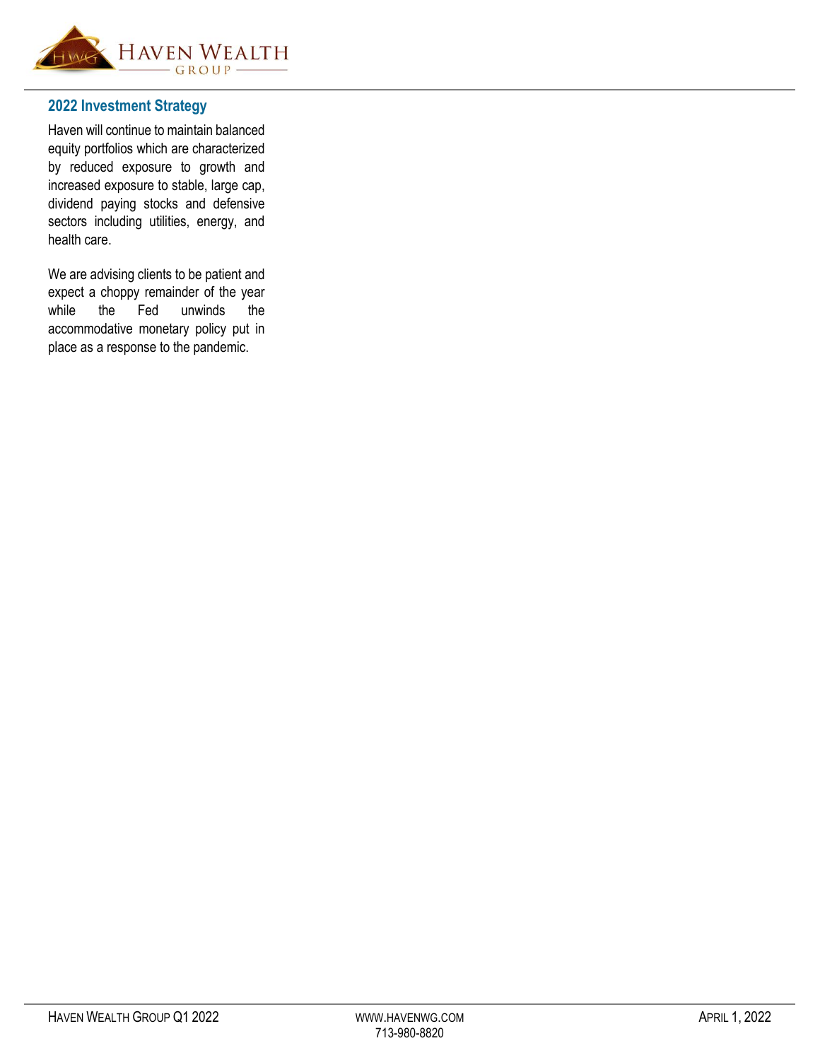## 2022 Investment Strategy

Haven will continue to maintain balanced equity portfolios which are characterized by reduced exposure to growth and increased exposure to stable, large cap, dividend paying stocks and defensive sectors including utilities, energy, and health care.

We are advising clients to be patient and expect a choppy remainder of the year while the Fed unwinds the accommodative monetary policy put in place as a response to the pandemic.